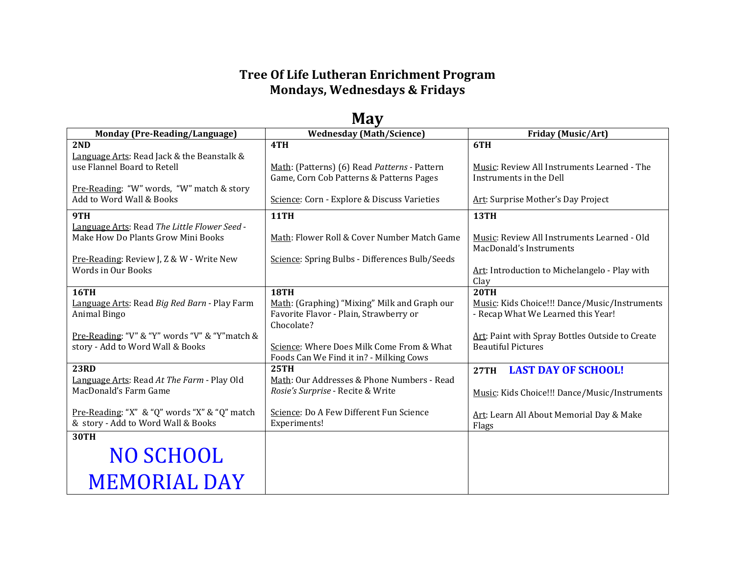# Tree Of Life Lutheran Enrichment Program
## Mondays, Wednesdays & Fridays

## May

| Monday (Pre-Reading/Language) | Wednesday (Math/Science) | Friday (Music/Art) |
|---|---|---|
| **2ND**<br>Language Arts: Read Jack & the Beanstalk & use Flannel Board to Retell<br><br>Pre-Reading: "W" words, "W" match & story Add to Word Wall & Books | **4TH**<br><br>Math: (Patterns) (6) Read *Patterns* - Pattern Game, Corn Cob Patterns & Patterns Pages<br><br>Science: Corn - Explore & Discuss Varieties | **6TH**<br><br>Music: Review All Instruments Learned - The Instruments in the Dell<br><br>Art: Surprise Mother's Day Project |
| **9TH**<br>Language Arts: Read *The Little Flower Seed* - Make How Do Plants Grow Mini Books<br><br>Pre-Reading: Review J, Z & W - Write New Words in Our Books | **11TH**<br><br>Math: Flower Roll & Cover Number Match Game<br><br>Science: Spring Bulbs - Differences Bulb/Seeds | **13TH**<br><br>Music: Review All Instruments Learned - Old MacDonald's Instruments<br><br>Art: Introduction to Michelangelo - Play with Clay |
| **16TH**<br>Language Arts: Read *Big Red Barn* - Play Farm Animal Bingo<br><br>Pre-Reading: "V" & "Y" words "V" & "Y"match & story - Add to Word Wall & Books | **18TH**<br>Math: (Graphing) "Mixing" Milk and Graph our Favorite Flavor - Plain, Strawberry or Chocolate?<br><br>Science: Where Does Milk Come From & What Foods Can We Find it in? - Milking Cows | **20TH**<br>Music: Kids Choice!!! Dance/Music/Instruments - Recap What We Learned this Year!<br><br>Art: Paint with Spray Bottles Outside to Create Beautiful Pictures |
| **23RD**<br>Language Arts: Read *At The Farm* - Play Old MacDonald's Farm Game<br><br>Pre-Reading: "X" & "Q" words "X" & "Q" match & story - Add to Word Wall & Books | **25TH**<br>Math: Our Addresses & Phone Numbers - Read *Rosie's Surprise* - Recite & Write<br><br>Science: Do A Few Different Fun Science Experiments! | **27TH** **LAST DAY OF SCHOOL!**<br><br>Music: Kids Choice!!! Dance/Music/Instruments<br><br>Art: Learn All About Memorial Day & Make Flags |
| **30TH**<br>NO SCHOOL<br>MEMORIAL DAY | | |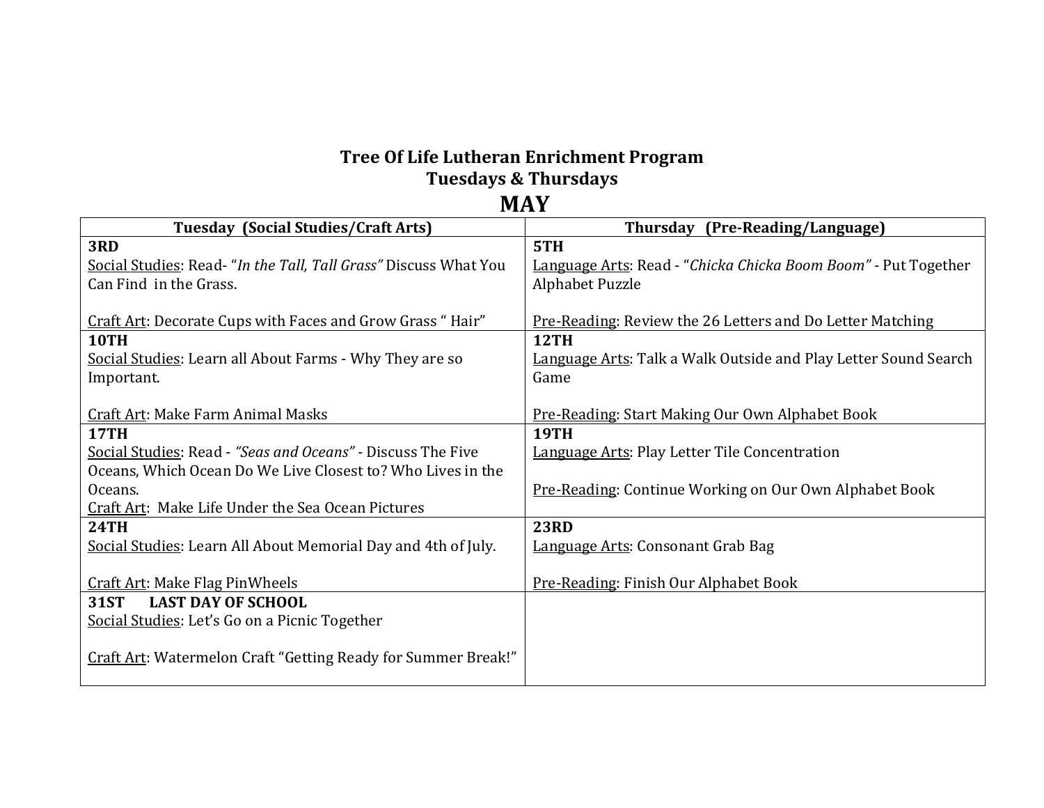# Tree Of Life Lutheran Enrichment Program
## Tuesdays & Thursdays
## MAY

| Tuesday (Social Studies/Craft Arts) | Thursday (Pre-Reading/Language) |
|---|---|
| **3RD**<br>Social Studies: Read- "*In the Tall, Tall Grass"* Discuss What You Can Find in the Grass.<br><br>Craft Art: Decorate Cups with Faces and Grow Grass " Hair" | **5TH**<br>Language Arts: Read - "*Chicka Chicka Boom Boom"* - Put Together Alphabet Puzzle<br><br>Pre-Reading: Review the 26 Letters and Do Letter Matching |
| **10TH**<br>Social Studies: Learn all About Farms - Why They are so Important.<br><br>Craft Art: Make Farm Animal Masks | **12TH**<br>Language Arts: Talk a Walk Outside and Play Letter Sound Search Game<br><br>Pre-Reading: Start Making Our Own Alphabet Book |
| **17TH**<br>Social Studies: Read - *"Seas and Oceans"* - Discuss The Five Oceans, Which Ocean Do We Live Closest to? Who Lives in the Oceans.<br>Craft Art: Make Life Under the Sea Ocean Pictures | **19TH**<br>Language Arts: Play Letter Tile Concentration<br><br>Pre-Reading: Continue Working on Our Own Alphabet Book |
| **24TH**<br>Social Studies: Learn All About Memorial Day and 4th of July.<br><br>Craft Art: Make Flag PinWheels | **23RD**<br>Language Arts: Consonant Grab Bag<br><br>Pre-Reading: Finish Our Alphabet Book |
| **31ST LAST DAY OF SCHOOL**<br>Social Studies: Let's Go on a Picnic Together<br><br>Craft Art: Watermelon Craft "Getting Ready for Summer Break!" | |